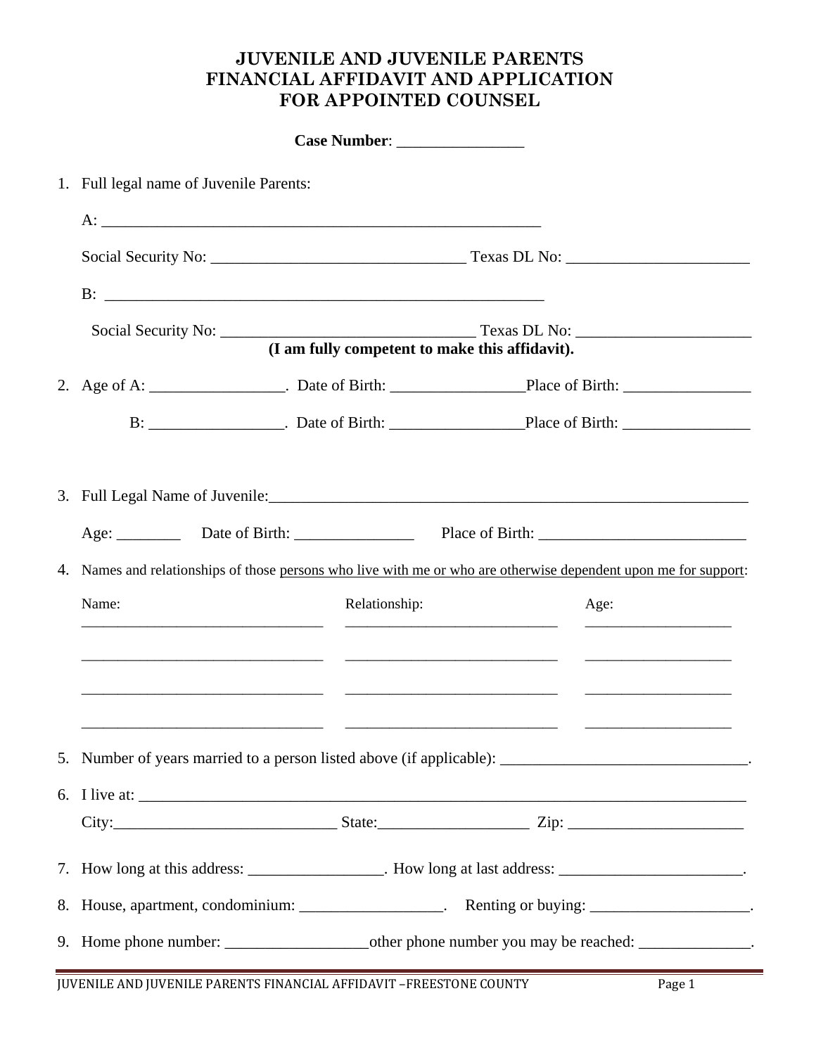# JUVENILE AND JUVENILE PARENTS FINANCIAL AFFIDAVIT AND APPLICATION FOR APPOINTED COUNSEL

**Case Number**: ________________

1. Full legal name of Juvenile Parents:

   A: ________________________________________________________

   Social Security No: ________________________________ Texas DL No: _______________________

   B: ________________________________________________________

   Social Security No: ________________________________ Texas DL No: ______________________

   **(I am fully competent to make this affidavit).**

2. Age of A: _________________. Date of Birth: _________________Place of Birth: ________________

   B: _________________. Date of Birth: _________________Place of Birth: ________________

3. Full Legal Name of Juvenile:_______________________________________________________________

   Age: ________ Date of Birth: _______________ Place of Birth: __________________________

4. Names and relationships of those persons who live with me or who are otherwise dependent upon me for support:

| Name: | Relationship: | Age: |
|---|---|---|
| _______________________________ | ___________________________ | ___________________ |
| _______________________________ | ___________________________ | ___________________ |
| _______________________________ | ___________________________ | ___________________ |
| _______________________________ | ___________________________ | ___________________ |

5. Number of years married to a person listed above (if applicable): _______________________________.

6. I live at: ______________________________________________________________________________

   City:____________________________ State:___________________ Zip: ______________________

7. How long at this address: _________________. How long at last address: _______________________.

8. House, apartment, condominium: __________________. Renting or buying: ____________________.

9. Home phone number: __________________other phone number you may be reached: ______________.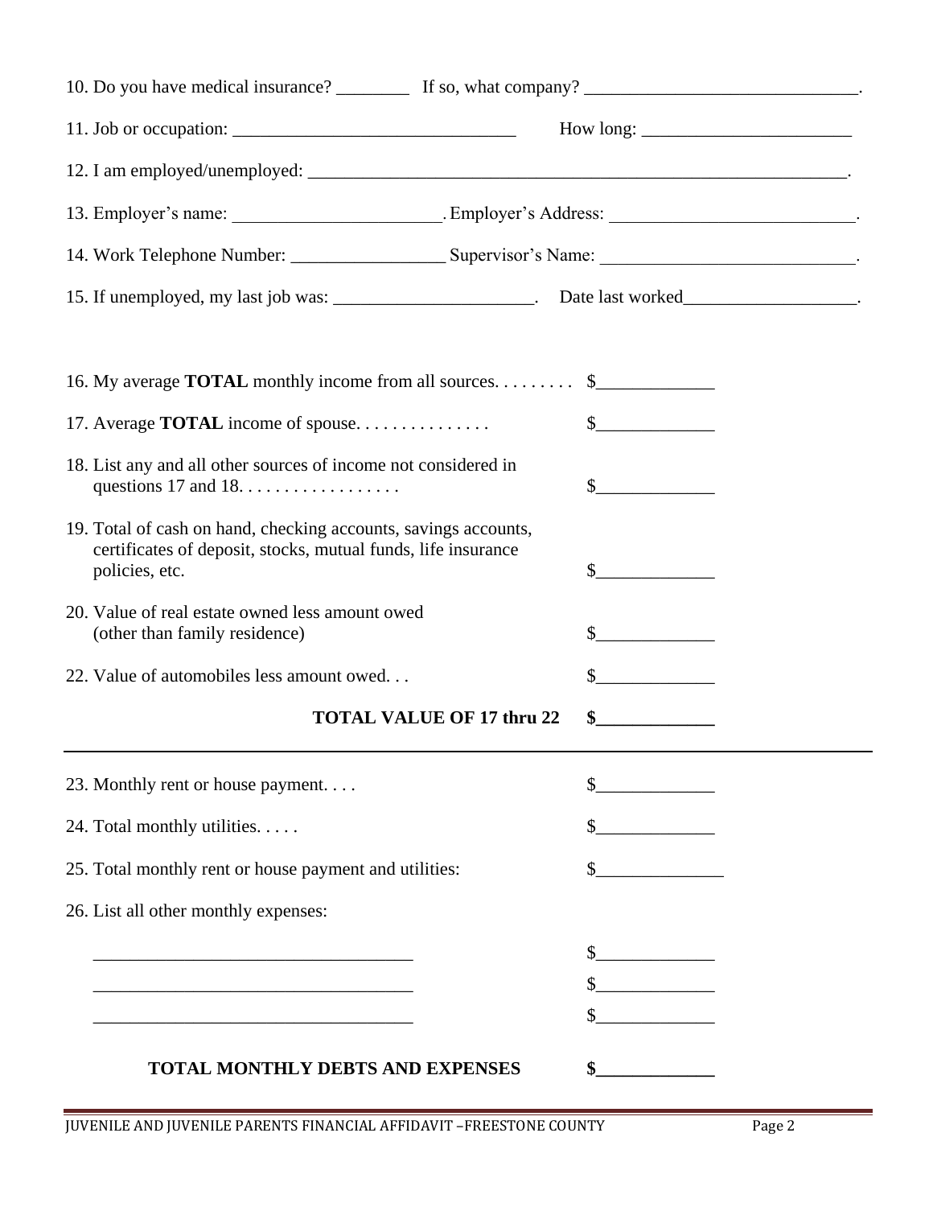10. Do you have medical insurance? ________ If so, what company? ______________________________.

11. Job or occupation: _______________________________ How long: _______________________

12. I am employed/unemployed: ______________________________________________________________.

13. Employer's name: ______________________. Employer's Address: __________________________.

14. Work Telephone Number: _________________ Supervisor's Name: ___________________________.

15. If unemployed, my last job was: _____________________. Date last worked___________________.

16. My average **TOTAL** monthly income from all sources. . . . . . . . . $_____________

17. Average **TOTAL** income of spouse. . . . . . . . . . . . . . . $_____________

18. List any and all other sources of income not considered in questions 17 and 18. . . . . . . . . . . . . . . . . . $_____________

19. Total of cash on hand, checking accounts, savings accounts, certificates of deposit, stocks, mutual funds, life insurance policies, etc. $_____________

20. Value of real estate owned less amount owed (other than family residence) $_____________

22. Value of automobiles less amount owed. . . $_____________

**TOTAL VALUE OF 17 thru 22 $_____________**

---

23. Monthly rent or house payment. . . . $_____________

24. Total monthly utilities. . . . . $_____________

25. Total monthly rent or house payment and utilities: $______________

26. List all other monthly expenses:

___________________________________ $_____________

___________________________________ $_____________

___________________________________ $_____________

**TOTAL MONTHLY DEBTS AND EXPENSES $_____________**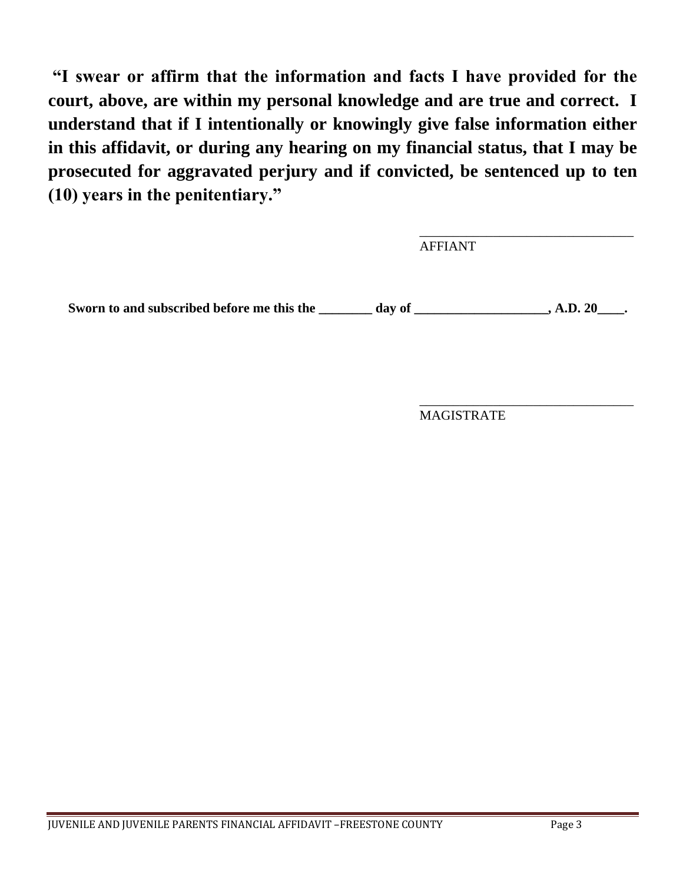**"I swear or affirm that the information and facts I have provided for the court, above, are within my personal knowledge and are true and correct. I understand that if I intentionally or knowingly give false information either in this affidavit, or during any hearing on my financial status, that I may be prosecuted for aggravated perjury and if convicted, be sentenced up to ten (10) years in the penitentiary."**

_______________________________
AFFIANT

**Sworn to and subscribed before me this the ________ day of ____________________, A.D. 20____.**

_______________________________
MAGISTRATE